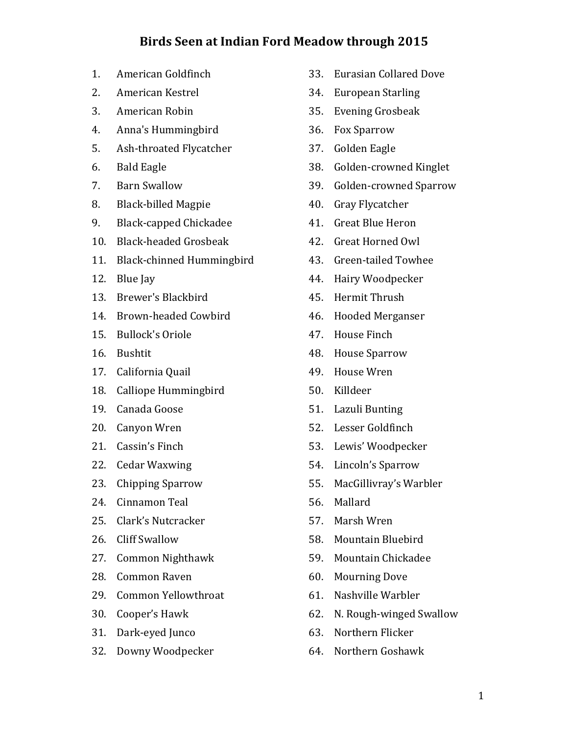# Birds Seen at Indian Ford Meadow through 2015

1. American Goldfinch
2. American Kestrel
3. American Robin
4. Anna's Hummingbird
5. Ash-throated Flycatcher
6. Bald Eagle
7. Barn Swallow
8. Black-billed Magpie
9. Black-capped Chickadee
10. Black-headed Grosbeak
11. Black-chinned Hummingbird
12. Blue Jay
13. Brewer's Blackbird
14. Brown-headed Cowbird
15. Bullock's Oriole
16. Bushtit
17. California Quail
18. Calliope Hummingbird
19. Canada Goose
20. Canyon Wren
21. Cassin’s Finch
22. Cedar Waxwing
23. Chipping Sparrow
24. Cinnamon Teal
25. Clark’s Nutcracker
26. Cliff Swallow
27. Common Nighthawk
28. Common Raven
29. Common Yellowthroat
30. Cooper’s Hawk
31. Dark-eyed Junco
32. Downy Woodpecker
33. Eurasian Collared Dove
34. European Starling
35. Evening Grosbeak
36. Fox Sparrow
37. Golden Eagle
38. Golden-crowned Kinglet
39. Golden-crowned Sparrow
40. Gray Flycatcher
41. Great Blue Heron
42. Great Horned Owl
43. Green-tailed Towhee
44. Hairy Woodpecker
45. Hermit Thrush
46. Hooded Merganser
47. House Finch
48. House Sparrow
49. House Wren
50. Killdeer
51. Lazuli Bunting
52. Lesser Goldfinch
53. Lewis’ Woodpecker
54. Lincoln’s Sparrow
55. MacGillivray’s Warbler
56. Mallard
57. Marsh Wren
58. Mountain Bluebird
59. Mountain Chickadee
60. Mourning Dove
61. Nashville Warbler
62. N. Rough-winged Swallow
63. Northern Flicker
64. Northern Goshawk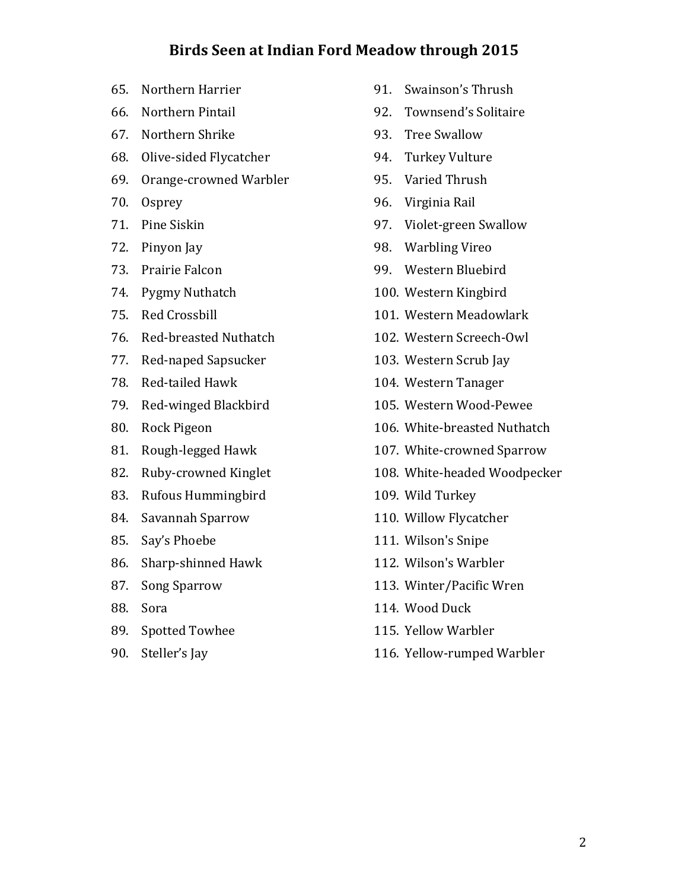## Birds Seen at Indian Ford Meadow through 2015

65. Northern Harrier
66. Northern Pintail
67. Northern Shrike
68. Olive-sided Flycatcher
69. Orange-crowned Warbler
70. Osprey
71. Pine Siskin
72. Pinyon Jay
73. Prairie Falcon
74. Pygmy Nuthatch
75. Red Crossbill
76. Red-breasted Nuthatch
77. Red-naped Sapsucker
78. Red-tailed Hawk
79. Red-winged Blackbird
80. Rock Pigeon
81. Rough-legged Hawk
82. Ruby-crowned Kinglet
83. Rufous Hummingbird
84. Savannah Sparrow
85. Say's Phoebe
86. Sharp-shinned Hawk
87. Song Sparrow
88. Sora
89. Spotted Towhee
90. Steller's Jay
91. Swainson's Thrush
92. Townsend's Solitaire
93. Tree Swallow
94. Turkey Vulture
95. Varied Thrush
96. Virginia Rail
97. Violet-green Swallow
98. Warbling Vireo
99. Western Bluebird
100. Western Kingbird
101. Western Meadowlark
102. Western Screech-Owl
103. Western Scrub Jay
104. Western Tanager
105. Western Wood-Pewee
106. White-breasted Nuthatch
107. White-crowned Sparrow
108. White-headed Woodpecker
109. Wild Turkey
110. Willow Flycatcher
111. Wilson's Snipe
112. Wilson's Warbler
113. Winter/Pacific Wren
114. Wood Duck
115. Yellow Warbler
116. Yellow-rumped Warbler